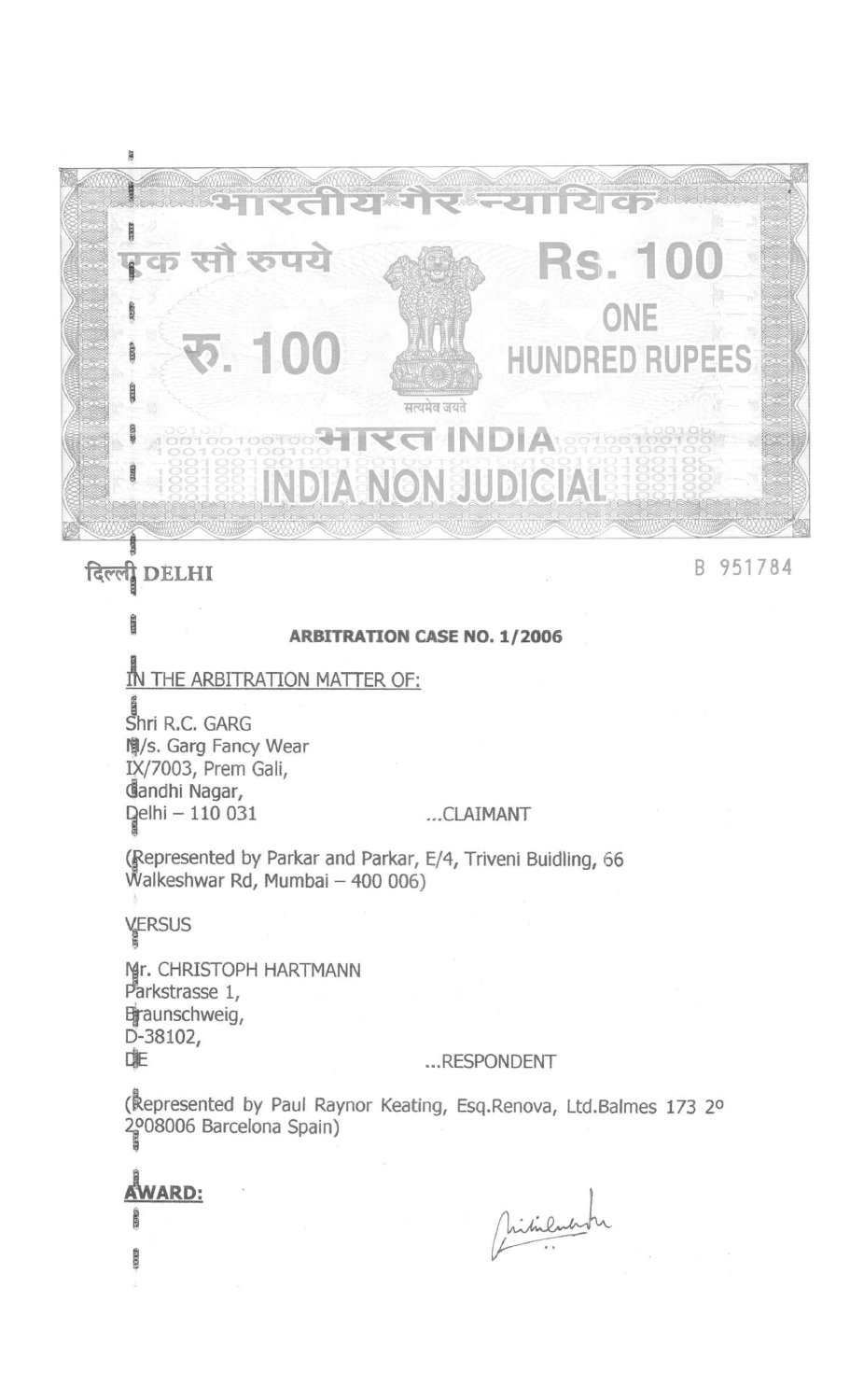भारतीय गैर न्यायिक

एक सौ रुपये

Rs. 100

ONE HUNDRED RUPEES

रु. 100

सत्यमेव जयते

भारत INDIA

INDIA NON JUDICIAL

दिल्ली DELHI

B 951784

**ARBITRATION CASE NO. 1/2006**

IN THE ARBITRATION MATTER OF:

Shri R.C. GARG
M/s. Garg Fancy Wear
IX/7003, Prem Gali,
Gandhi Nagar,
Delhi – 110 031 ...CLAIMANT

(Represented by Parkar and Parkar, E/4, Triveni Buidling, 66 Walkeshwar Rd, Mumbai – 400 006)

VERSUS

Mr. CHRISTOPH HARTMANN
Parkstrasse 1,
Braunschweig,
D-38102,
DE ...RESPONDENT

(Represented by Paul Raynor Keating, Esq.Renova, Ltd.Balmes 173 2º 2º08006 Barcelona Spain)

**AWARD:**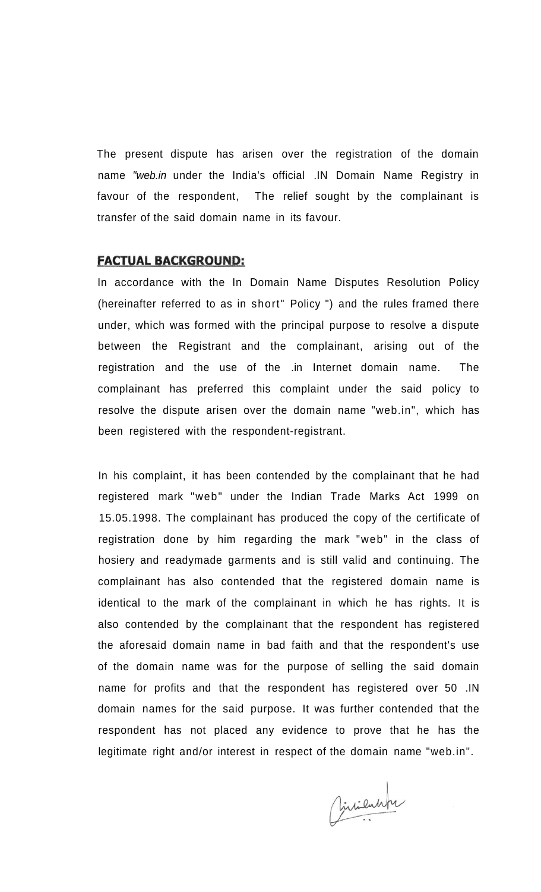The present dispute has arisen over the registration of the domain name *"web.in* under the India's official .IN Domain Name Registry in favour of the respondent, The relief sought by the complainant is transfer of the said domain name in its favour.

## FACTUAL BACKGROUND:

In accordance with the In Domain Name Disputes Resolution Policy (hereinafter referred to as in short" Policy ") and the rules framed there under, which was formed with the principal purpose to resolve a dispute between the Registrant and the complainant, arising out of the registration and the use of the .in Internet domain name. The complainant has preferred this complaint under the said policy to resolve the dispute arisen over the domain name "web.in", which has been registered with the respondent-registrant.

In his complaint, it has been contended by the complainant that he had registered mark "web" under the Indian Trade Marks Act 1999 on 15.05.1998. The complainant has produced the copy of the certificate of registration done by him regarding the mark "web" in the class of hosiery and readymade garments and is still valid and continuing. The complainant has also contended that the registered domain name is identical to the mark of the complainant in which he has rights. It is also contended by the complainant that the respondent has registered the aforesaid domain name in bad faith and that the respondent's use of the domain name was for the purpose of selling the said domain name for profits and that the respondent has registered over 50 .IN domain names for the said purpose. It was further contended that the respondent has not placed any evidence to prove that he has the legitimate right and/or interest in respect of the domain name "web.in".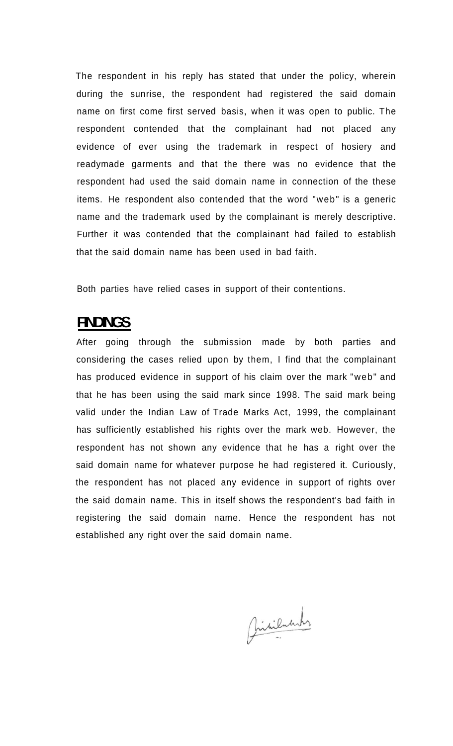The respondent in his reply has stated that under the policy, wherein during the sunrise, the respondent had registered the said domain name on first come first served basis, when it was open to public. The respondent contended that the complainant had not placed any evidence of ever using the trademark in respect of hosiery and readymade garments and that the there was no evidence that the respondent had used the said domain name in connection of the these items. He respondent also contended that the word "web" is a generic name and the trademark used by the complainant is merely descriptive. Further it was contended that the complainant had failed to establish that the said domain name has been used in bad faith.

Both parties have relied cases in support of their contentions.

## FINDINGS

After going through the submission made by both parties and considering the cases relied upon by them, I find that the complainant has produced evidence in support of his claim over the mark "web" and that he has been using the said mark since 1998. The said mark being valid under the Indian Law of Trade Marks Act, 1999, the complainant has sufficiently established his rights over the mark web. However, the respondent has not shown any evidence that he has a right over the said domain name for whatever purpose he had registered it. Curiously, the respondent has not placed any evidence in support of rights over the said domain name. This in itself shows the respondent's bad faith in registering the said domain name. Hence the respondent has not established any right over the said domain name.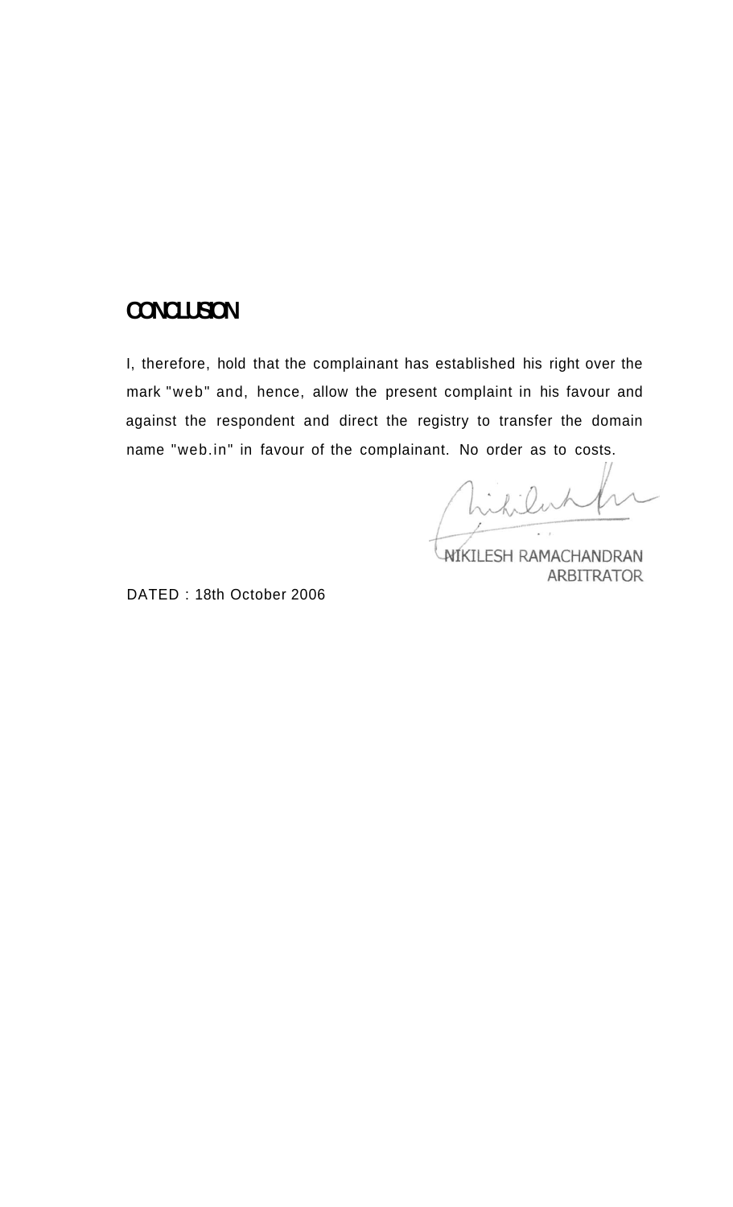## CONCLUSION

I, therefore, hold that the complainant has established his right over the mark "web" and, hence, allow the present complaint in his favour and against the respondent and direct the registry to transfer the domain name "web.in" in favour of the complainant. No order as to costs.

NIKILESH RAMACHANDRAN
ARBITRATOR

DATED : 18th October 2006